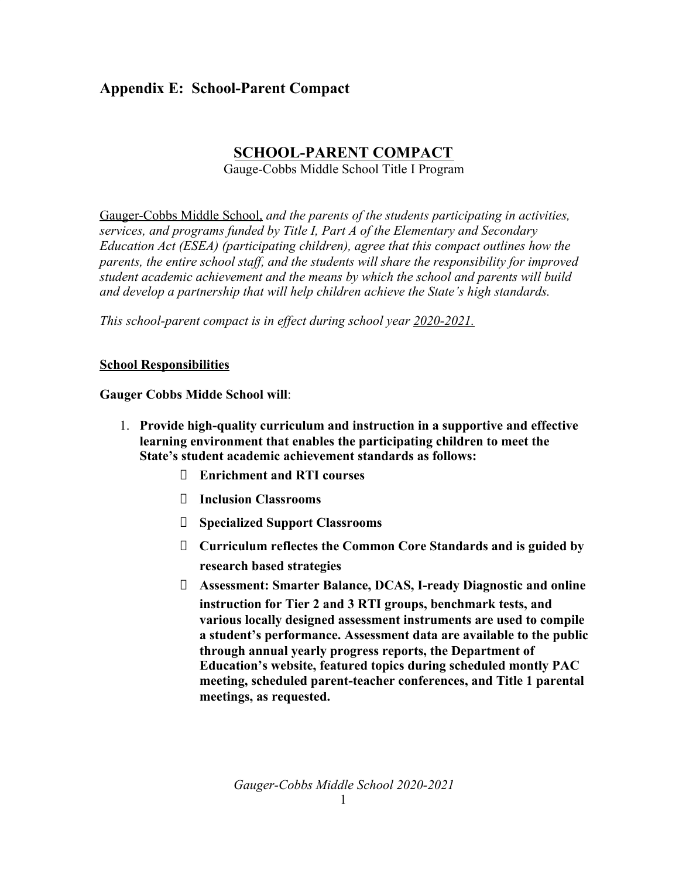## Appendix E: School-Parent Compact

# SCHOOL-PARENT COMPACT

Gauge-Cobbs Middle School Title I Program

Gauger-Cobbs Middle School, *and the parents of the students participating in activities, services, and programs funded by Title I, Part A of the Elementary and Secondary Education Act (ESEA) (participating children), agree that this compact outlines how the parents, the entire school staff, and the students will share the responsibility for improved student academic achievement and the means by which the school and parents will build and develop a partnership that will help children achieve the State's high standards.*

*This school-parent compact is in effect during school year* 2020-2021.

**School Responsibilities**

**Gauger Cobbs Midde School will**:

1. **Provide high-quality curriculum and instruction in a supportive and effective learning environment that enables the participating children to meet the State's student academic achievement standards as follows:**
   - **Enrichment and RTI courses**
   - **Inclusion Classrooms**
   - **Specialized Support Classrooms**
   - **Curriculum reflectes the Common Core Standards and is guided by research based strategies**
   - **Assessment: Smarter Balance, DCAS, I-ready Diagnostic and online instruction for Tier 2 and 3 RTI groups, benchmark tests, and various locally designed assessment instruments are used to compile a student's performance. Assessment data are available to the public through annual yearly progress reports, the Department of Education's website, featured topics during scheduled montly PAC meeting, scheduled parent-teacher conferences, and Title 1 parental meetings, as requested.**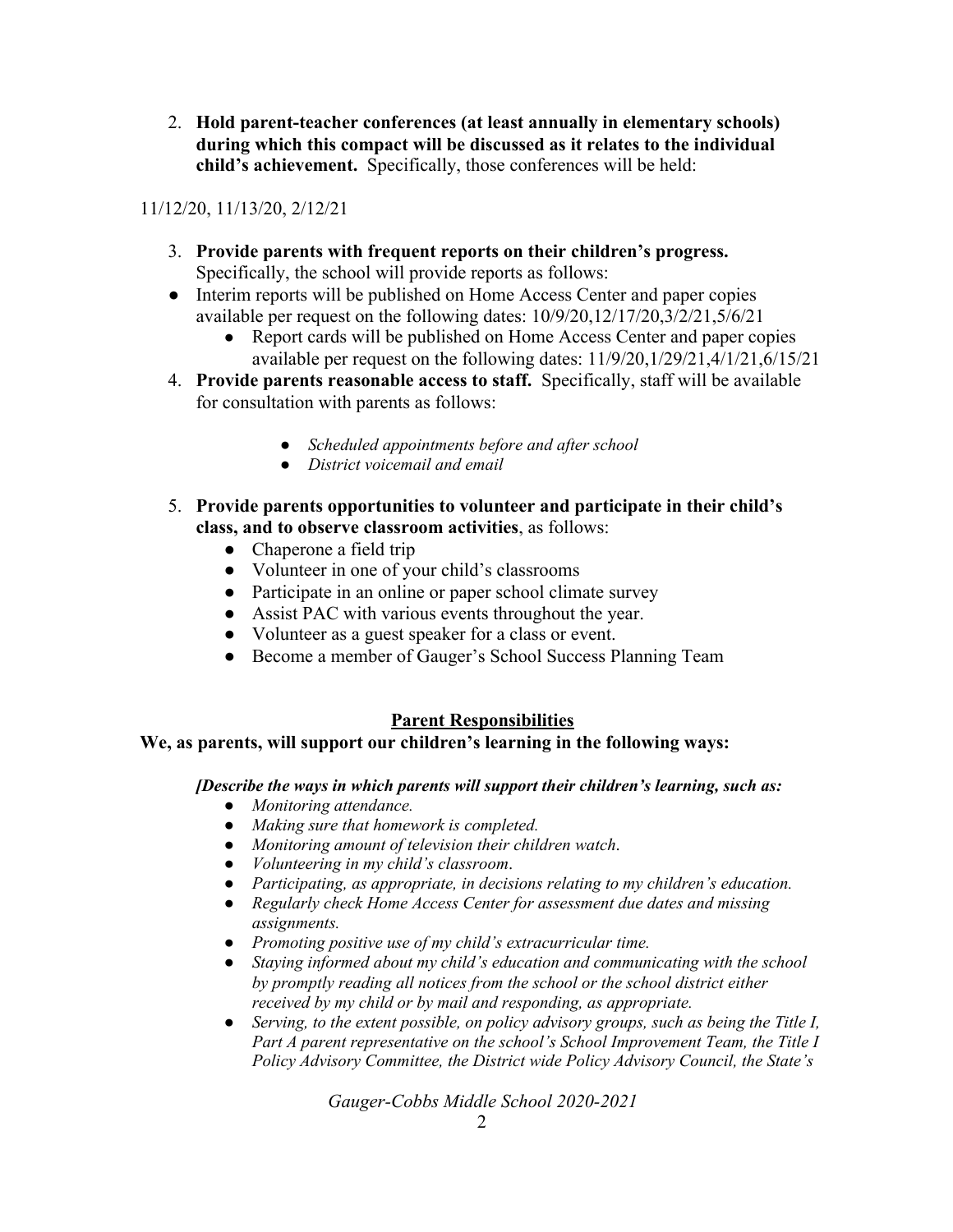2. **Hold parent-teacher conferences (at least annually in elementary schools) during which this compact will be discussed as it relates to the individual child's achievement.** Specifically, those conferences will be held:

11/12/20, 11/13/20, 2/12/21

3. **Provide parents with frequent reports on their children's progress.** Specifically, the school will provide reports as follows:

- Interim reports will be published on Home Access Center and paper copies available per request on the following dates: 10/9/20,12/17/20,3/2/21,5/6/21
    - Report cards will be published on Home Access Center and paper copies available per request on the following dates: 11/9/20,1/29/21,4/1/21,6/15/21

4. **Provide parents reasonable access to staff.** Specifically, staff will be available for consultation with parents as follows:
    - *Scheduled appointments before and after school*
    - *District voicemail and email*

5. **Provide parents opportunities to volunteer and participate in their child's class, and to observe classroom activities**, as follows:
    - Chaperone a field trip
    - Volunteer in one of your child's classrooms
    - Participate in an online or paper school climate survey
    - Assist PAC with various events throughout the year.
    - Volunteer as a guest speaker for a class or event.
    - Become a member of Gauger's School Success Planning Team

## Parent Responsibilities

**We, as parents, will support our children's learning in the following ways:**

***[Describe the ways in which parents will support their children's learning, such as:***

- *Monitoring attendance.*
- *Making sure that homework is completed.*
- *Monitoring amount of television their children watch.*
- *Volunteering in my child's classroom.*
- *Participating, as appropriate, in decisions relating to my children's education.*
- *Regularly check Home Access Center for assessment due dates and missing assignments.*
- *Promoting positive use of my child's extracurricular time.*
- *Staying informed about my child's education and communicating with the school by promptly reading all notices from the school or the school district either received by my child or by mail and responding, as appropriate.*
- *Serving, to the extent possible, on policy advisory groups, such as being the Title I, Part A parent representative on the school's School Improvement Team, the Title I Policy Advisory Committee, the District wide Policy Advisory Council, the State's*

*Gauger-Cobbs Middle School 2020-2021*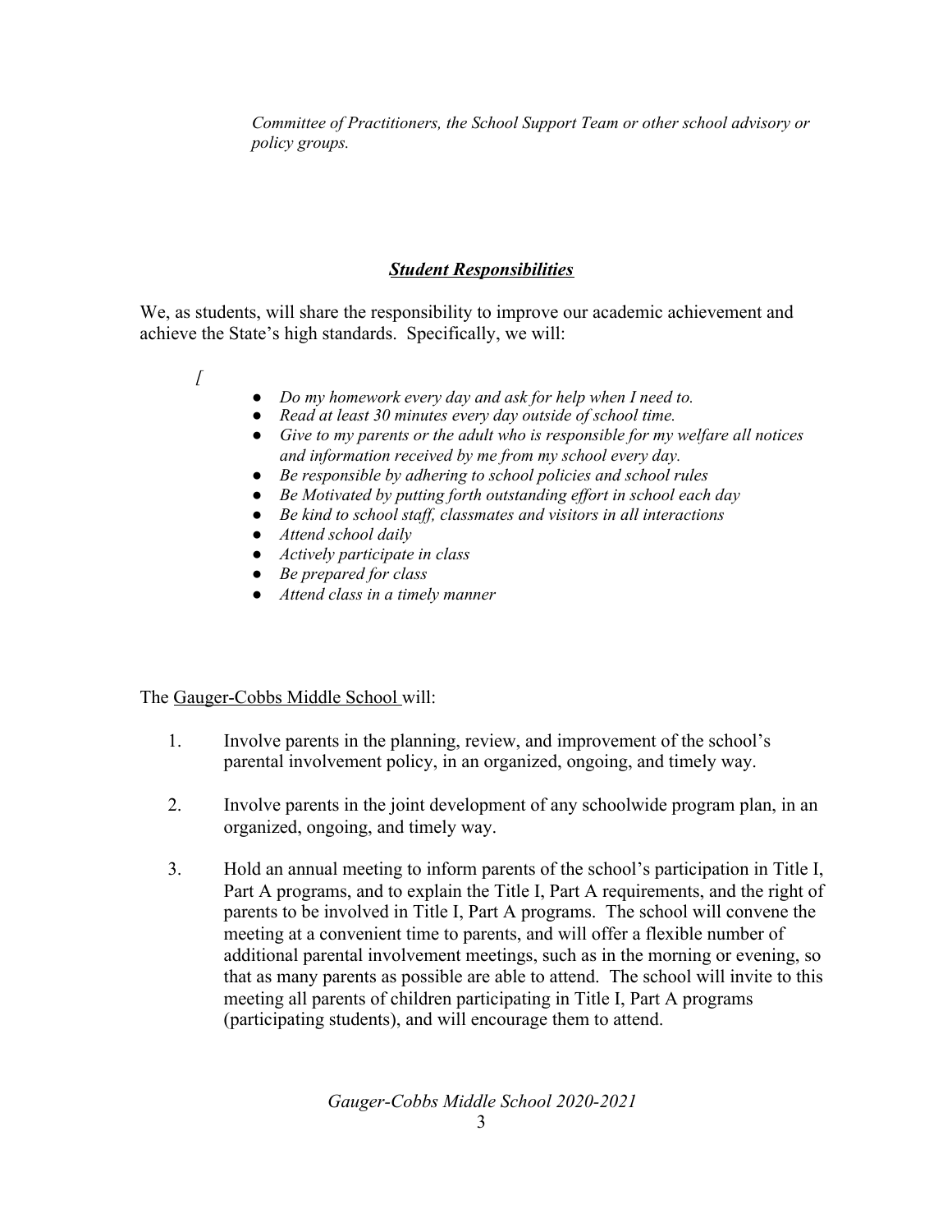*Committee of Practitioners, the School Support Team or other school advisory or policy groups.*

## ***Student Responsibilities***

We, as students, will share the responsibility to improve our academic achievement and achieve the State's high standards. Specifically, we will:

*[*

- *Do my homework every day and ask for help when I need to.*
- *Read at least 30 minutes every day outside of school time.*
- *Give to my parents or the adult who is responsible for my welfare all notices and information received by me from my school every day.*
- *Be responsible by adhering to school policies and school rules*
- *Be Motivated by putting forth outstanding effort in school each day*
- *Be kind to school staff, classmates and visitors in all interactions*
- *Attend school daily*
- *Actively participate in class*
- *Be prepared for class*
- *Attend class in a timely manner*

The Gauger-Cobbs Middle School will:

1. Involve parents in the planning, review, and improvement of the school's parental involvement policy, in an organized, ongoing, and timely way.

2. Involve parents in the joint development of any schoolwide program plan, in an organized, ongoing, and timely way.

3. Hold an annual meeting to inform parents of the school's participation in Title I, Part A programs, and to explain the Title I, Part A requirements, and the right of parents to be involved in Title I, Part A programs. The school will convene the meeting at a convenient time to parents, and will offer a flexible number of additional parental involvement meetings, such as in the morning or evening, so that as many parents as possible are able to attend. The school will invite to this meeting all parents of children participating in Title I, Part A programs (participating students), and will encourage them to attend.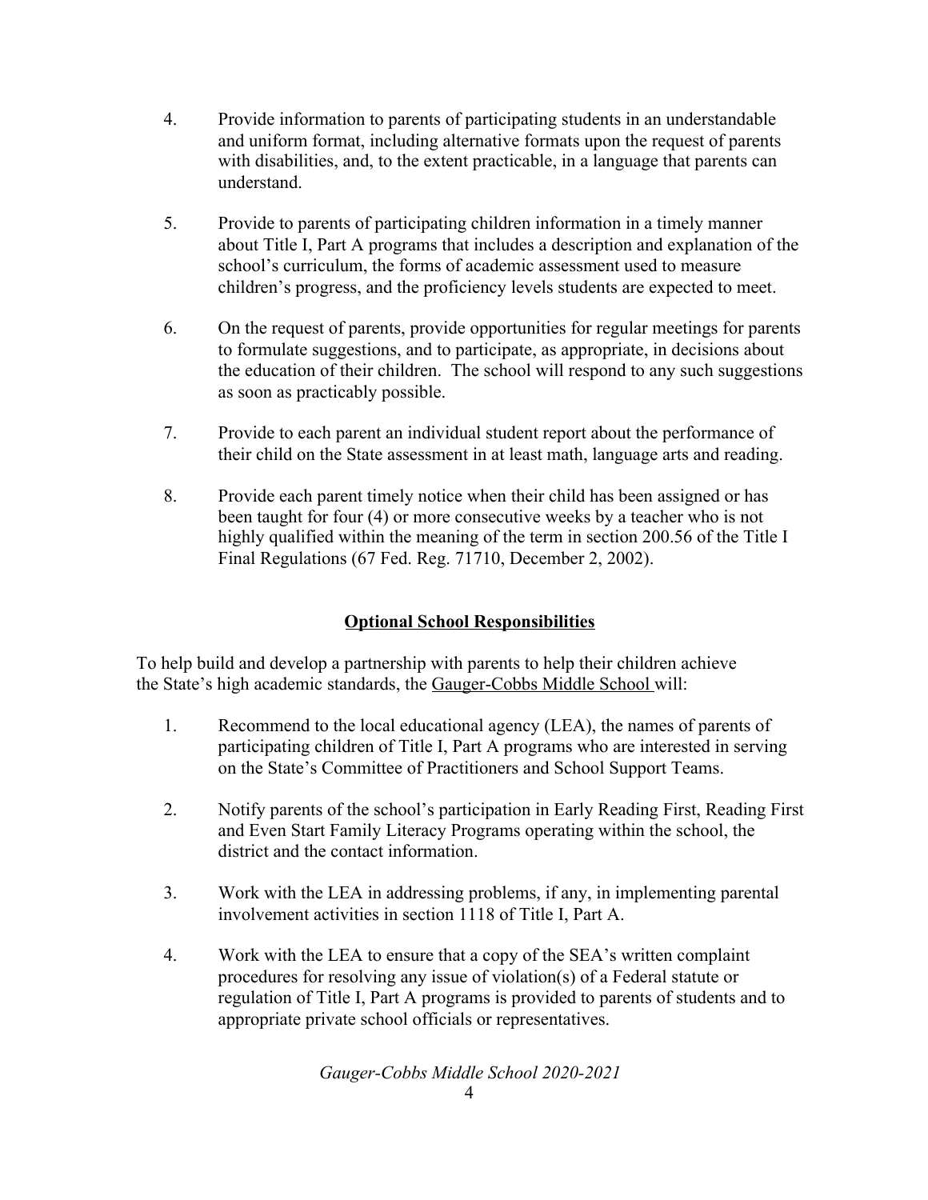4. Provide information to parents of participating students in an understandable and uniform format, including alternative formats upon the request of parents with disabilities, and, to the extent practicable, in a language that parents can understand.

5. Provide to parents of participating children information in a timely manner about Title I, Part A programs that includes a description and explanation of the school's curriculum, the forms of academic assessment used to measure children's progress, and the proficiency levels students are expected to meet.

6. On the request of parents, provide opportunities for regular meetings for parents to formulate suggestions, and to participate, as appropriate, in decisions about the education of their children. The school will respond to any such suggestions as soon as practicably possible.

7. Provide to each parent an individual student report about the performance of their child on the State assessment in at least math, language arts and reading.

8. Provide each parent timely notice when their child has been assigned or has been taught for four (4) or more consecutive weeks by a teacher who is not highly qualified within the meaning of the term in section 200.56 of the Title I Final Regulations (67 Fed. Reg. 71710, December 2, 2002).

## Optional School Responsibilities

To help build and develop a partnership with parents to help their children achieve the State's high academic standards, the Gauger-Cobbs Middle School will:

1. Recommend to the local educational agency (LEA), the names of parents of participating children of Title I, Part A programs who are interested in serving on the State's Committee of Practitioners and School Support Teams.

2. Notify parents of the school's participation in Early Reading First, Reading First and Even Start Family Literacy Programs operating within the school, the district and the contact information.

3. Work with the LEA in addressing problems, if any, in implementing parental involvement activities in section 1118 of Title I, Part A.

4. Work with the LEA to ensure that a copy of the SEA's written complaint procedures for resolving any issue of violation(s) of a Federal statute or regulation of Title I, Part A programs is provided to parents of students and to appropriate private school officials or representatives.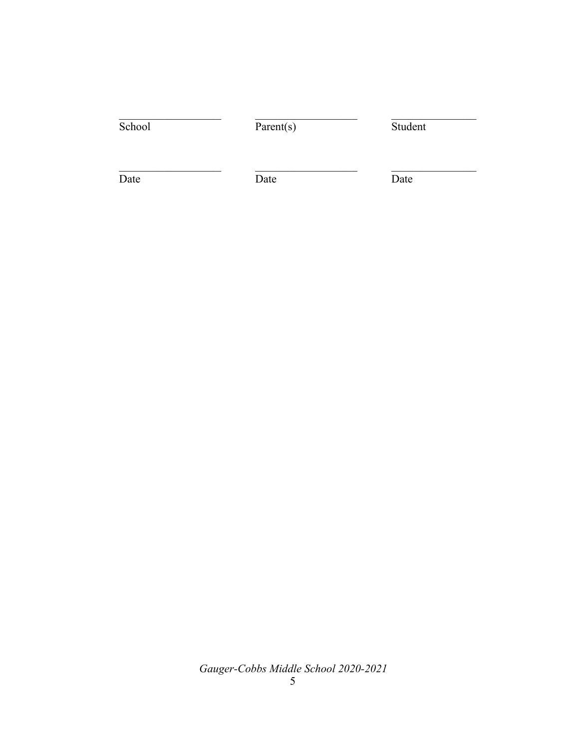| | | |
|---|---|---|
| \_\_\_\_\_\_\_\_\_\_\_\_\_\_\_\_\_\_ | \_\_\_\_\_\_\_\_\_\_\_\_\_\_\_\_\_\_ | \_\_\_\_\_\_\_\_\_\_\_\_\_\_\_\_ |
| School | Parent(s) | Student |
| \_\_\_\_\_\_\_\_\_\_\_\_\_\_\_\_\_\_ | \_\_\_\_\_\_\_\_\_\_\_\_\_\_\_\_\_\_ | \_\_\_\_\_\_\_\_\_\_\_\_\_\_\_\_ |
| Date | Date | Date |